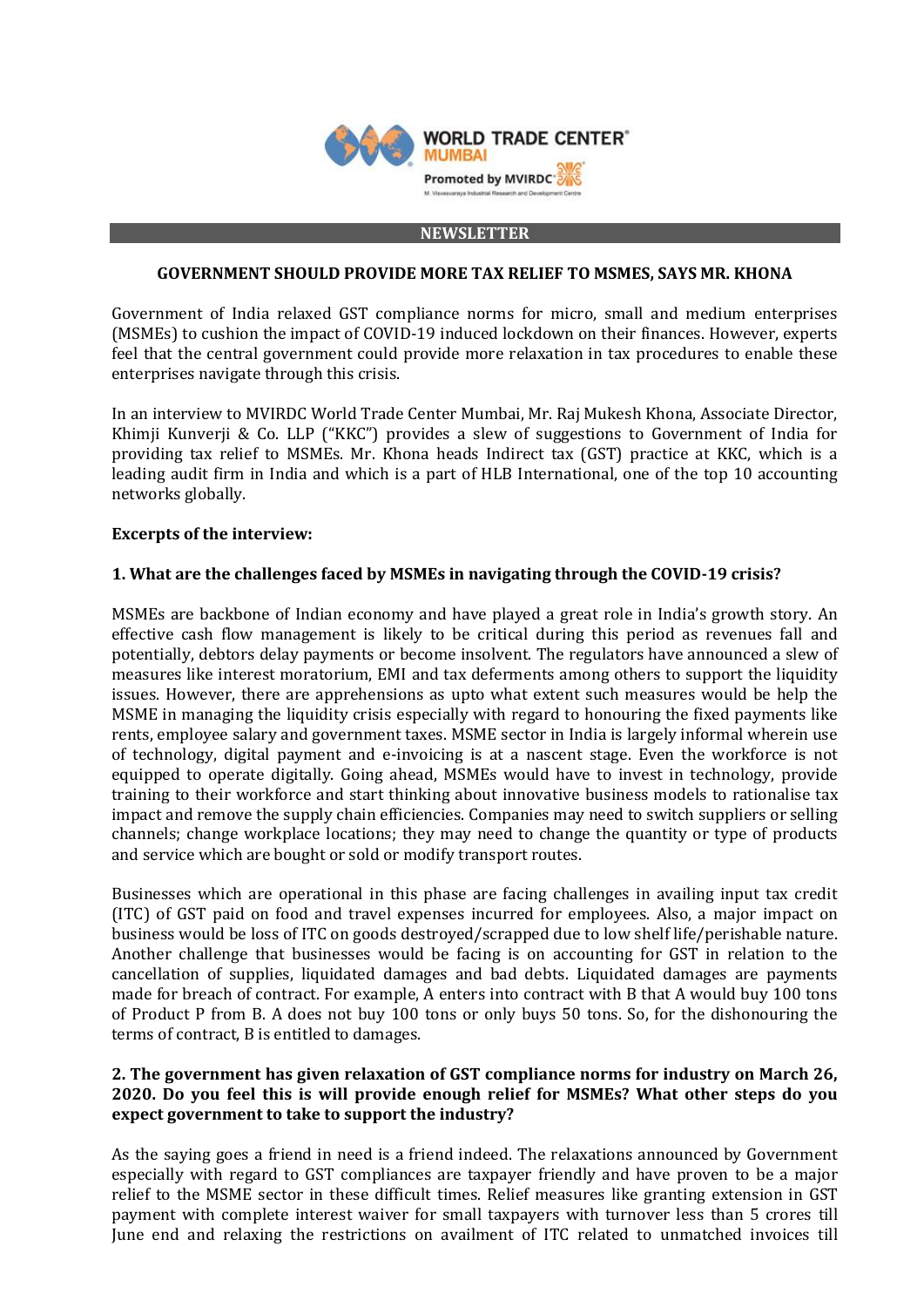WORLD TRADE CENTER® MUMBAI

Promoted by MVIRDC

M. Visvesvaraya Industrial Research and Development Centre

**NEWSLETTER**

## GOVERNMENT SHOULD PROVIDE MORE TAX RELIEF TO MSMES, SAYS MR. KHONA

Government of India relaxed GST compliance norms for micro, small and medium enterprises (MSMEs) to cushion the impact of COVID-19 induced lockdown on their finances. However, experts feel that the central government could provide more relaxation in tax procedures to enable these enterprises navigate through this crisis.

In an interview to MVIRDC World Trade Center Mumbai, Mr. Raj Mukesh Khona, Associate Director, Khimji Kunverji & Co. LLP ("KKC") provides a slew of suggestions to Government of India for providing tax relief to MSMEs. Mr. Khona heads Indirect tax (GST) practice at KKC, which is a leading audit firm in India and which is a part of HLB International, one of the top 10 accounting networks globally.

**Excerpts of the interview:**

**1. What are the challenges faced by MSMEs in navigating through the COVID-19 crisis?**

MSMEs are backbone of Indian economy and have played a great role in India's growth story. An effective cash flow management is likely to be critical during this period as revenues fall and potentially, debtors delay payments or become insolvent. The regulators have announced a slew of measures like interest moratorium, EMI and tax deferments among others to support the liquidity issues. However, there are apprehensions as upto what extent such measures would be help the MSME in managing the liquidity crisis especially with regard to honouring the fixed payments like rents, employee salary and government taxes. MSME sector in India is largely informal wherein use of technology, digital payment and e-invoicing is at a nascent stage. Even the workforce is not equipped to operate digitally. Going ahead, MSMEs would have to invest in technology, provide training to their workforce and start thinking about innovative business models to rationalise tax impact and remove the supply chain efficiencies. Companies may need to switch suppliers or selling channels; change workplace locations; they may need to change the quantity or type of products and service which are bought or sold or modify transport routes.

Businesses which are operational in this phase are facing challenges in availing input tax credit (ITC) of GST paid on food and travel expenses incurred for employees. Also, a major impact on business would be loss of ITC on goods destroyed/scrapped due to low shelf life/perishable nature. Another challenge that businesses would be facing is on accounting for GST in relation to the cancellation of supplies, liquidated damages and bad debts. Liquidated damages are payments made for breach of contract. For example, A enters into contract with B that A would buy 100 tons of Product P from B. A does not buy 100 tons or only buys 50 tons. So, for the dishonouring the terms of contract, B is entitled to damages.

**2. The government has given relaxation of GST compliance norms for industry on March 26, 2020. Do you feel this is will provide enough relief for MSMEs? What other steps do you expect government to take to support the industry?**

As the saying goes a friend in need is a friend indeed. The relaxations announced by Government especially with regard to GST compliances are taxpayer friendly and have proven to be a major relief to the MSME sector in these difficult times. Relief measures like granting extension in GST payment with complete interest waiver for small taxpayers with turnover less than 5 crores till June end and relaxing the restrictions on availment of ITC related to unmatched invoices till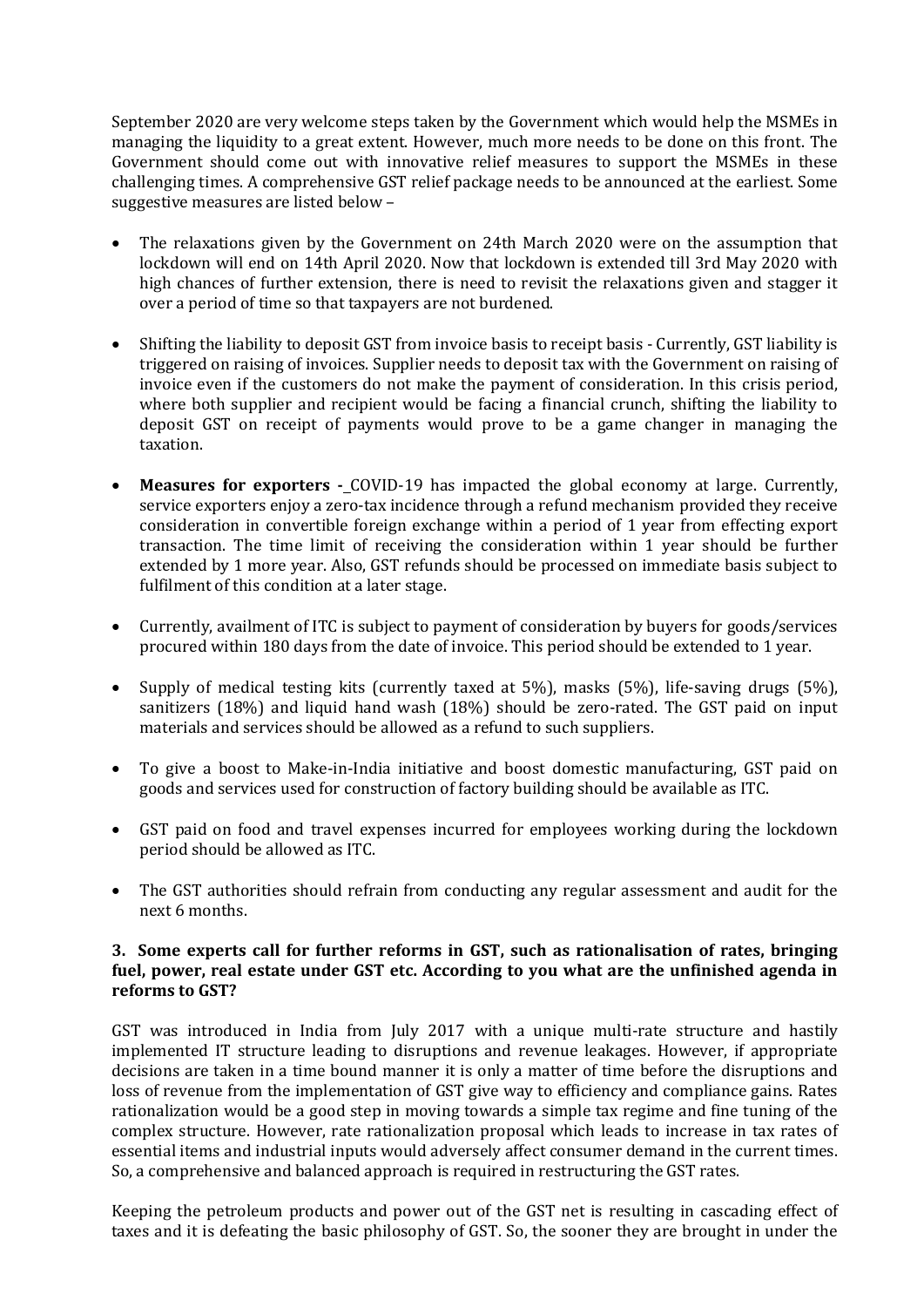September 2020 are very welcome steps taken by the Government which would help the MSMEs in managing the liquidity to a great extent. However, much more needs to be done on this front. The Government should come out with innovative relief measures to support the MSMEs in these challenging times. A comprehensive GST relief package needs to be announced at the earliest. Some suggestive measures are listed below –

- The relaxations given by the Government on 24th March 2020 were on the assumption that lockdown will end on 14th April 2020. Now that lockdown is extended till 3rd May 2020 with high chances of further extension, there is need to revisit the relaxations given and stagger it over a period of time so that taxpayers are not burdened.

- Shifting the liability to deposit GST from invoice basis to receipt basis - Currently, GST liability is triggered on raising of invoices. Supplier needs to deposit tax with the Government on raising of invoice even if the customers do not make the payment of consideration. In this crisis period, where both supplier and recipient would be facing a financial crunch, shifting the liability to deposit GST on receipt of payments would prove to be a game changer in managing the taxation.

- **Measures for exporters -** COVID-19 has impacted the global economy at large. Currently, service exporters enjoy a zero-tax incidence through a refund mechanism provided they receive consideration in convertible foreign exchange within a period of 1 year from effecting export transaction. The time limit of receiving the consideration within 1 year should be further extended by 1 more year. Also, GST refunds should be processed on immediate basis subject to fulfilment of this condition at a later stage.

- Currently, availment of ITC is subject to payment of consideration by buyers for goods/services procured within 180 days from the date of invoice. This period should be extended to 1 year.

- Supply of medical testing kits (currently taxed at 5%), masks (5%), life-saving drugs (5%), sanitizers (18%) and liquid hand wash (18%) should be zero-rated. The GST paid on input materials and services should be allowed as a refund to such suppliers.

- To give a boost to Make-in-India initiative and boost domestic manufacturing, GST paid on goods and services used for construction of factory building should be available as ITC.

- GST paid on food and travel expenses incurred for employees working during the lockdown period should be allowed as ITC.

- The GST authorities should refrain from conducting any regular assessment and audit for the next 6 months.

**3. Some experts call for further reforms in GST, such as rationalisation of rates, bringing fuel, power, real estate under GST etc. According to you what are the unfinished agenda in reforms to GST?**

GST was introduced in India from July 2017 with a unique multi-rate structure and hastily implemented IT structure leading to disruptions and revenue leakages. However, if appropriate decisions are taken in a time bound manner it is only a matter of time before the disruptions and loss of revenue from the implementation of GST give way to efficiency and compliance gains. Rates rationalization would be a good step in moving towards a simple tax regime and fine tuning of the complex structure. However, rate rationalization proposal which leads to increase in tax rates of essential items and industrial inputs would adversely affect consumer demand in the current times. So, a comprehensive and balanced approach is required in restructuring the GST rates.

Keeping the petroleum products and power out of the GST net is resulting in cascading effect of taxes and it is defeating the basic philosophy of GST. So, the sooner they are brought in under the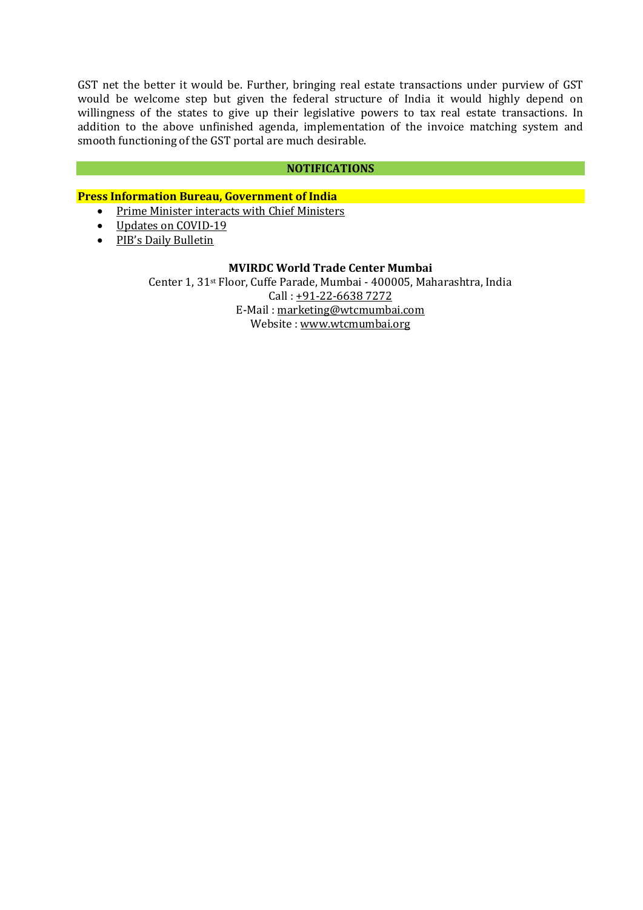GST net the better it would be. Further, bringing real estate transactions under purview of GST would be welcome step but given the federal structure of India it would highly depend on willingness of the states to give up their legislative powers to tax real estate transactions. In addition to the above unfinished agenda, implementation of the invoice matching system and smooth functioning of the GST portal are much desirable.

## NOTIFICATIONS

**Press Information Bureau, Government of India**

- Prime Minister interacts with Chief Ministers
- Updates on COVID-19
- PIB's Daily Bulletin

**MVIRDC World Trade Center Mumbai**

Center 1, 31st Floor, Cuffe Parade, Mumbai - 400005, Maharashtra, India

Call : +91-22-6638 7272

E-Mail : marketing@wtcmumbai.com

Website : www.wtcmumbai.org